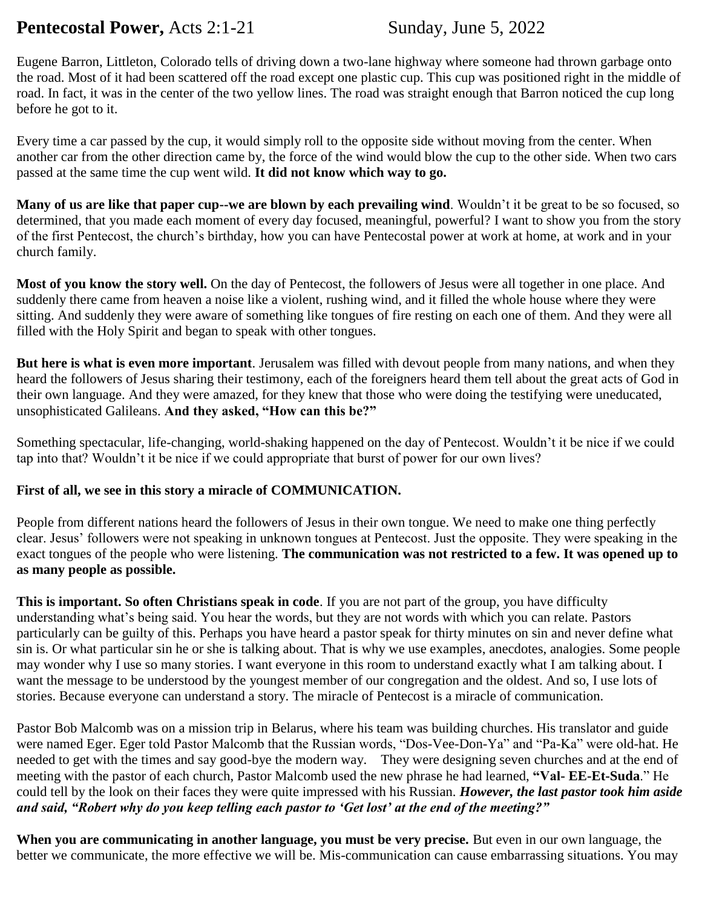**Pentecostal Power,** Acts 2:1-21 Sunday, June 5, 2022

Eugene Barron, Littleton, Colorado tells of driving down a two-lane highway where someone had thrown garbage onto the road. Most of it had been scattered off the road except one plastic cup. This cup was positioned right in the middle of road. In fact, it was in the center of the two yellow lines. The road was straight enough that Barron noticed the cup long before he got to it.

Every time a car passed by the cup, it would simply roll to the opposite side without moving from the center. When another car from the other direction came by, the force of the wind would blow the cup to the other side. When two cars passed at the same time the cup went wild. **It did not know which way to go.**

**Many of us are like that paper cup--we are blown by each prevailing wind**. Wouldn't it be great to be so focused, so determined, that you made each moment of every day focused, meaningful, powerful? I want to show you from the story of the first Pentecost, the church's birthday, how you can have Pentecostal power at work at home, at work and in your church family.

**Most of you know the story well.** On the day of Pentecost, the followers of Jesus were all together in one place. And suddenly there came from heaven a noise like a violent, rushing wind, and it filled the whole house where they were sitting. And suddenly they were aware of something like tongues of fire resting on each one of them. And they were all filled with the Holy Spirit and began to speak with other tongues.

**But here is what is even more important**. Jerusalem was filled with devout people from many nations, and when they heard the followers of Jesus sharing their testimony, each of the foreigners heard them tell about the great acts of God in their own language. And they were amazed, for they knew that those who were doing the testifying were uneducated, unsophisticated Galileans. **And they asked, "How can this be?"**

Something spectacular, life-changing, world-shaking happened on the day of Pentecost. Wouldn't it be nice if we could tap into that? Wouldn't it be nice if we could appropriate that burst of power for our own lives?

**First of all, we see in this story a miracle of COMMUNICATION.**

People from different nations heard the followers of Jesus in their own tongue. We need to make one thing perfectly clear. Jesus' followers were not speaking in unknown tongues at Pentecost. Just the opposite. They were speaking in the exact tongues of the people who were listening. **The communication was not restricted to a few. It was opened up to as many people as possible.**

**This is important. So often Christians speak in code**. If you are not part of the group, you have difficulty understanding what's being said. You hear the words, but they are not words with which you can relate. Pastors particularly can be guilty of this. Perhaps you have heard a pastor speak for thirty minutes on sin and never define what sin is. Or what particular sin he or she is talking about. That is why we use examples, anecdotes, analogies. Some people may wonder why I use so many stories. I want everyone in this room to understand exactly what I am talking about. I want the message to be understood by the youngest member of our congregation and the oldest. And so, I use lots of stories. Because everyone can understand a story. The miracle of Pentecost is a miracle of communication.

Pastor Bob Malcomb was on a mission trip in Belarus, where his team was building churches. His translator and guide were named Eger. Eger told Pastor Malcomb that the Russian words, "Dos-Vee-Don-Ya" and "Pa-Ka" were old-hat. He needed to get with the times and say good-bye the modern way. They were designing seven churches and at the end of meeting with the pastor of each church, Pastor Malcomb used the new phrase he had learned, **"Val- EE-Et-Suda**." He could tell by the look on their faces they were quite impressed with his Russian. ***However, the last pastor took him aside and said, "Robert why do you keep telling each pastor to 'Get lost' at the end of the meeting?"***

**When you are communicating in another language, you must be very precise.** But even in our own language, the better we communicate, the more effective we will be. Mis-communication can cause embarrassing situations. You may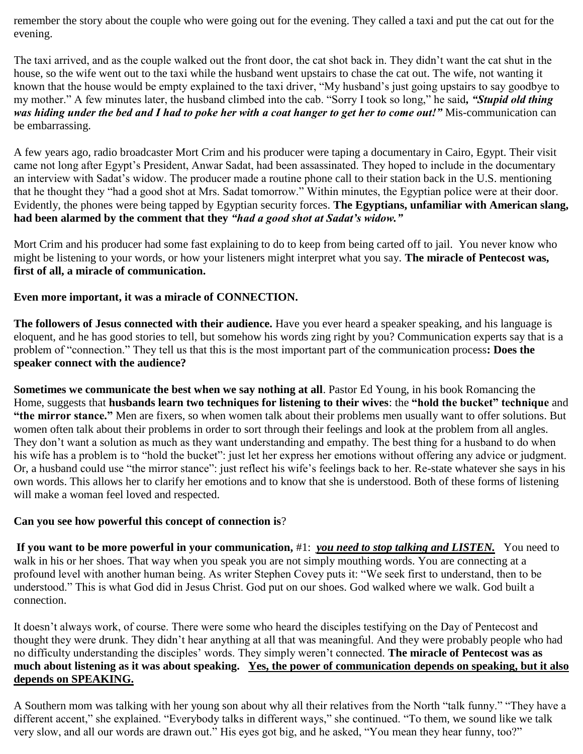remember the story about the couple who were going out for the evening. They called a taxi and put the cat out for the evening.

The taxi arrived, and as the couple walked out the front door, the cat shot back in. They didn't want the cat shut in the house, so the wife went out to the taxi while the husband went upstairs to chase the cat out. The wife, not wanting it known that the house would be empty explained to the taxi driver, "My husband's just going upstairs to say goodbye to my mother." A few minutes later, the husband climbed into the cab. "Sorry I took so long," he said**, *"Stupid old thing was hiding under the bed and I had to poke her with a coat hanger to get her to come out!"*** Mis-communication can be embarrassing.

A few years ago, radio broadcaster Mort Crim and his producer were taping a documentary in Cairo, Egypt. Their visit came not long after Egypt's President, Anwar Sadat, had been assassinated. They hoped to include in the documentary an interview with Sadat's widow. The producer made a routine phone call to their station back in the U.S. mentioning that he thought they "had a good shot at Mrs. Sadat tomorrow." Within minutes, the Egyptian police were at their door. Evidently, the phones were being tapped by Egyptian security forces. **The Egyptians, unfamiliar with American slang, had been alarmed by the comment that they *"had a good shot at Sadat's widow."***

Mort Crim and his producer had some fast explaining to do to keep from being carted off to jail. You never know who might be listening to your words, or how your listeners might interpret what you say. **The miracle of Pentecost was, first of all, a miracle of communication.**

**Even more important, it was a miracle of CONNECTION.**

**The followers of Jesus connected with their audience.** Have you ever heard a speaker speaking, and his language is eloquent, and he has good stories to tell, but somehow his words zing right by you? Communication experts say that is a problem of "connection." They tell us that this is the most important part of the communication process**: Does the speaker connect with the audience?**

**Sometimes we communicate the best when we say nothing at all**. Pastor Ed Young, in his book Romancing the Home, suggests that **husbands learn two techniques for listening to their wives**: the **"hold the bucket" technique** and **"the mirror stance."** Men are fixers, so when women talk about their problems men usually want to offer solutions. But women often talk about their problems in order to sort through their feelings and look at the problem from all angles. They don't want a solution as much as they want understanding and empathy. The best thing for a husband to do when his wife has a problem is to "hold the bucket": just let her express her emotions without offering any advice or judgment. Or, a husband could use "the mirror stance": just reflect his wife's feelings back to her. Re-state whatever she says in his own words. This allows her to clarify her emotions and to know that she is understood. Both of these forms of listening will make a woman feel loved and respected.

**Can you see how powerful this concept of connection is**?

**If you want to be more powerful in your communication,** #1: ***<u>you need to stop talking and LISTEN.</u>*** You need to walk in his or her shoes. That way when you speak you are not simply mouthing words. You are connecting at a profound level with another human being. As writer Stephen Covey puts it: "We seek first to understand, then to be understood." This is what God did in Jesus Christ. God put on our shoes. God walked where we walk. God built a connection.

It doesn't always work, of course. There were some who heard the disciples testifying on the Day of Pentecost and thought they were drunk. They didn't hear anything at all that was meaningful. And they were probably people who had no difficulty understanding the disciples' words. They simply weren't connected. **The miracle of Pentecost was as much about listening as it was about speaking. <u>Yes, the power of communication depends on speaking, but it also depends on SPEAKING.</u>**

A Southern mom was talking with her young son about why all their relatives from the North "talk funny." "They have a different accent," she explained. "Everybody talks in different ways," she continued. "To them, we sound like we talk very slow, and all our words are drawn out." His eyes got big, and he asked, "You mean they hear funny, too?"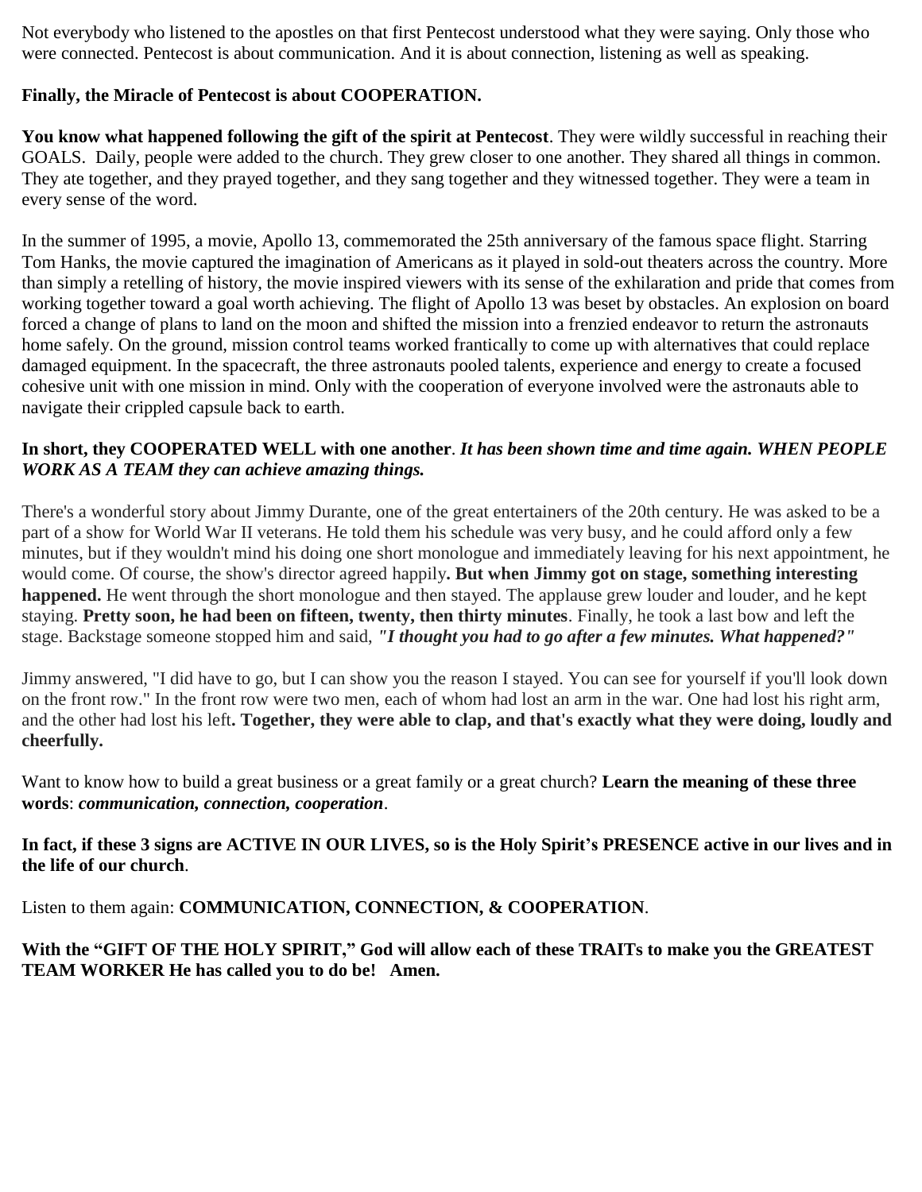Not everybody who listened to the apostles on that first Pentecost understood what they were saying. Only those who were connected. Pentecost is about communication. And it is about connection, listening as well as speaking.

**Finally, the Miracle of Pentecost is about COOPERATION.**

**You know what happened following the gift of the spirit at Pentecost**. They were wildly successful in reaching their GOALS. Daily, people were added to the church. They grew closer to one another. They shared all things in common. They ate together, and they prayed together, and they sang together and they witnessed together. They were a team in every sense of the word.

In the summer of 1995, a movie, Apollo 13, commemorated the 25th anniversary of the famous space flight. Starring Tom Hanks, the movie captured the imagination of Americans as it played in sold-out theaters across the country. More than simply a retelling of history, the movie inspired viewers with its sense of the exhilaration and pride that comes from working together toward a goal worth achieving. The flight of Apollo 13 was beset by obstacles. An explosion on board forced a change of plans to land on the moon and shifted the mission into a frenzied endeavor to return the astronauts home safely. On the ground, mission control teams worked frantically to come up with alternatives that could replace damaged equipment. In the spacecraft, the three astronauts pooled talents, experience and energy to create a focused cohesive unit with one mission in mind. Only with the cooperation of everyone involved were the astronauts able to navigate their crippled capsule back to earth.

**In short, they COOPERATED WELL with one another**. ***It has been shown time and time again. WHEN PEOPLE WORK AS A TEAM they can achieve amazing things.***

There's a wonderful story about Jimmy Durante, one of the great entertainers of the 20th century. He was asked to be a part of a show for World War II veterans. He told them his schedule was very busy, and he could afford only a few minutes, but if they wouldn't mind his doing one short monologue and immediately leaving for his next appointment, he would come. Of course, the show's director agreed happily**. But when Jimmy got on stage, something interesting happened.** He went through the short monologue and then stayed. The applause grew louder and louder, and he kept staying. **Pretty soon, he had been on fifteen, twenty, then thirty minutes**. Finally, he took a last bow and left the stage. Backstage someone stopped him and said, ***"I thought you had to go after a few minutes. What happened?"***

Jimmy answered, "I did have to go, but I can show you the reason I stayed. You can see for yourself if you'll look down on the front row." In the front row were two men, each of whom had lost an arm in the war. One had lost his right arm, and the other had lost his left**. Together, they were able to clap, and that's exactly what they were doing, loudly and cheerfully.**

Want to know how to build a great business or a great family or a great church? **Learn the meaning of these three words**: ***communication, connection, cooperation***.

**In fact, if these 3 signs are ACTIVE IN OUR LIVES, so is the Holy Spirit's PRESENCE active in our lives and in the life of our church**.

Listen to them again: **COMMUNICATION, CONNECTION, & COOPERATION**.

**With the "GIFT OF THE HOLY SPIRIT," God will allow each of these TRAITs to make you the GREATEST TEAM WORKER He has called you to do be! Amen.**